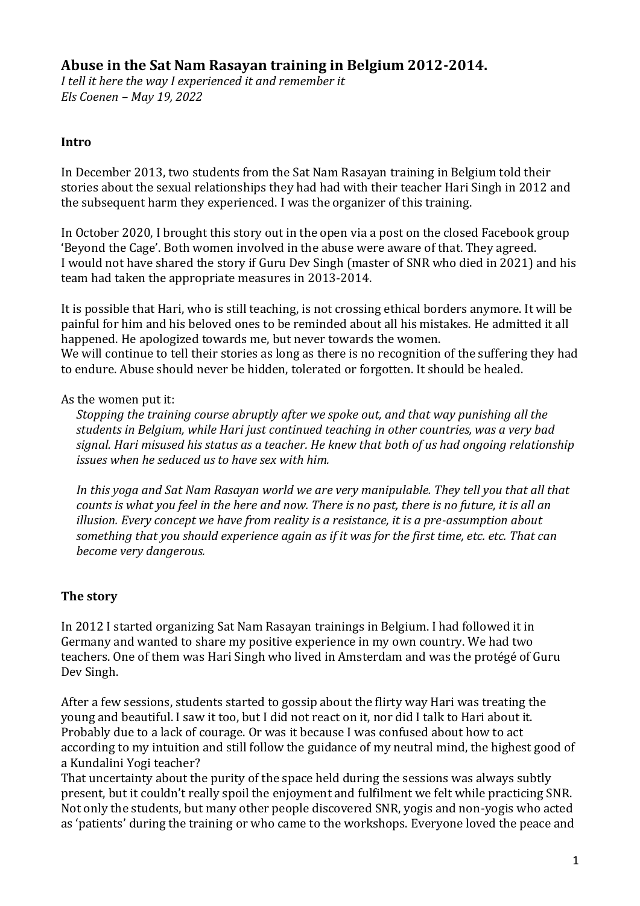# Abuse in the Sat Nam Rasayan training in Belgium 2012-2014.

*I tell it here the way I experienced it and remember it*
*Els Coenen – May 19, 2022*

## Intro

In December 2013, two students from the Sat Nam Rasayan training in Belgium told their stories about the sexual relationships they had had with their teacher Hari Singh in 2012 and the subsequent harm they experienced. I was the organizer of this training.

In October 2020, I brought this story out in the open via a post on the closed Facebook group 'Beyond the Cage'. Both women involved in the abuse were aware of that. They agreed. I would not have shared the story if Guru Dev Singh (master of SNR who died in 2021) and his team had taken the appropriate measures in 2013-2014.

It is possible that Hari, who is still teaching, is not crossing ethical borders anymore. It will be painful for him and his beloved ones to be reminded about all his mistakes. He admitted it all happened. He apologized towards me, but never towards the women.
We will continue to tell their stories as long as there is no recognition of the suffering they had to endure. Abuse should never be hidden, tolerated or forgotten. It should be healed.

As the women put it:

> *Stopping the training course abruptly after we spoke out, and that way punishing all the students in Belgium, while Hari just continued teaching in other countries, was a very bad signal. Hari misused his status as a teacher. He knew that both of us had ongoing relationship issues when he seduced us to have sex with him.*
>
> *In this yoga and Sat Nam Rasayan world we are very manipulable. They tell you that all that counts is what you feel in the here and now. There is no past, there is no future, it is all an illusion. Every concept we have from reality is a resistance, it is a pre-assumption about something that you should experience again as if it was for the first time, etc. etc. That can become very dangerous.*

## The story

In 2012 I started organizing Sat Nam Rasayan trainings in Belgium. I had followed it in Germany and wanted to share my positive experience in my own country. We had two teachers. One of them was Hari Singh who lived in Amsterdam and was the protégé of Guru Dev Singh.

After a few sessions, students started to gossip about the flirty way Hari was treating the young and beautiful. I saw it too, but I did not react on it, nor did I talk to Hari about it. Probably due to a lack of courage. Or was it because I was confused about how to act according to my intuition and still follow the guidance of my neutral mind, the highest good of a Kundalini Yogi teacher?
That uncertainty about the purity of the space held during the sessions was always subtly present, but it couldn't really spoil the enjoyment and fulfilment we felt while practicing SNR. Not only the students, but many other people discovered SNR, yogis and non-yogis who acted as 'patients' during the training or who came to the workshops. Everyone loved the peace and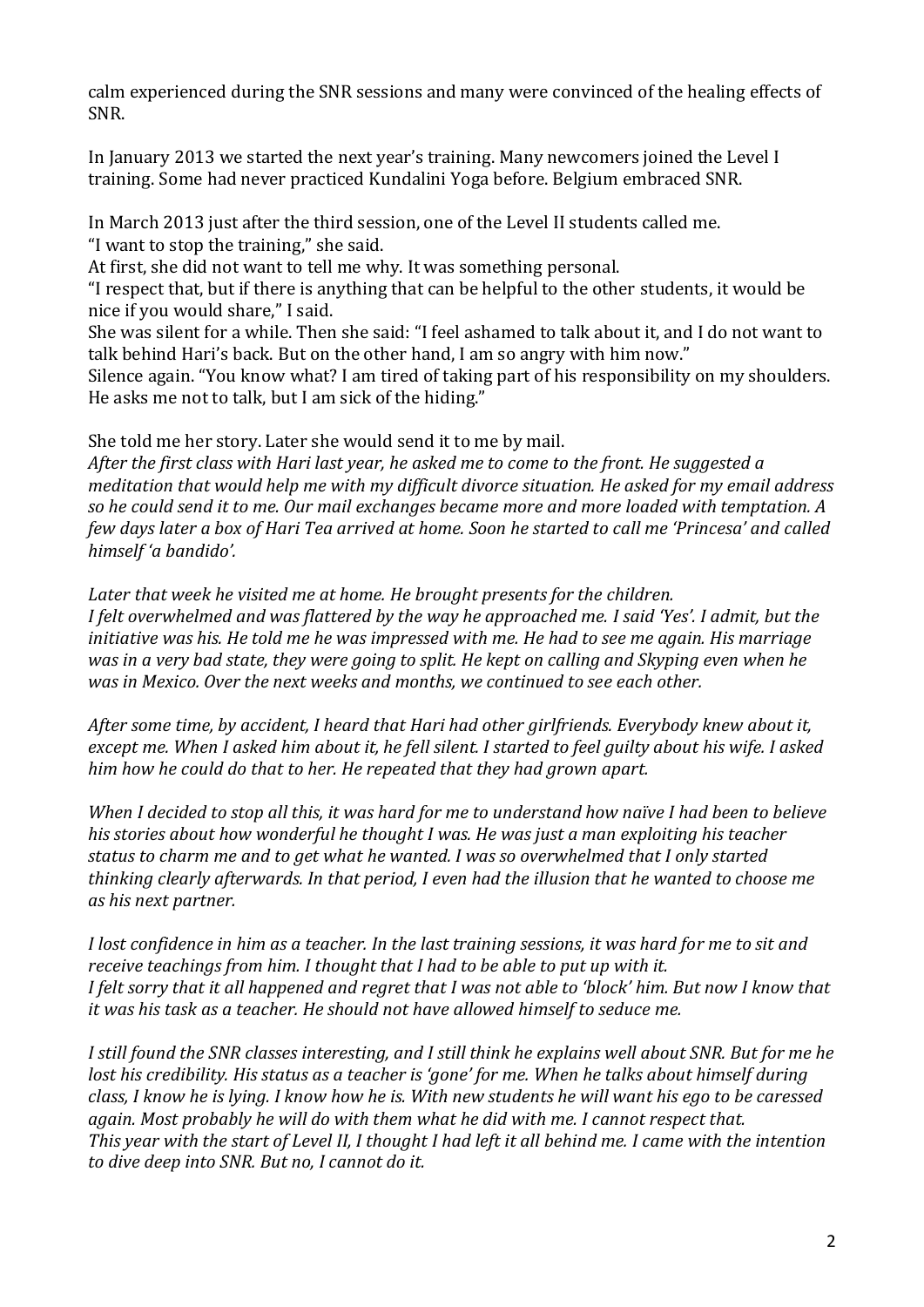calm experienced during the SNR sessions and many were convinced of the healing effects of SNR.

In January 2013 we started the next year's training. Many newcomers joined the Level I training. Some had never practiced Kundalini Yoga before. Belgium embraced SNR.

In March 2013 just after the third session, one of the Level II students called me.
"I want to stop the training," she said.
At first, she did not want to tell me why. It was something personal.
"I respect that, but if there is anything that can be helpful to the other students, it would be nice if you would share," I said.
She was silent for a while. Then she said: "I feel ashamed to talk about it, and I do not want to talk behind Hari's back. But on the other hand, I am so angry with him now."
Silence again. "You know what? I am tired of taking part of his responsibility on my shoulders. He asks me not to talk, but I am sick of the hiding."

She told me her story. Later she would send it to me by mail.
*After the first class with Hari last year, he asked me to come to the front. He suggested a meditation that would help me with my difficult divorce situation. He asked for my email address so he could send it to me. Our mail exchanges became more and more loaded with temptation. A few days later a box of Hari Tea arrived at home. Soon he started to call me 'Princesa' and called himself 'a bandido'.*

*Later that week he visited me at home. He brought presents for the children.*
*I felt overwhelmed and was flattered by the way he approached me. I said 'Yes'. I admit, but the initiative was his. He told me he was impressed with me. He had to see me again. His marriage was in a very bad state, they were going to split. He kept on calling and Skyping even when he was in Mexico. Over the next weeks and months, we continued to see each other.*

*After some time, by accident, I heard that Hari had other girlfriends. Everybody knew about it, except me. When I asked him about it, he fell silent. I started to feel guilty about his wife. I asked him how he could do that to her. He repeated that they had grown apart.*

*When I decided to stop all this, it was hard for me to understand how naïve I had been to believe his stories about how wonderful he thought I was. He was just a man exploiting his teacher status to charm me and to get what he wanted. I was so overwhelmed that I only started thinking clearly afterwards. In that period, I even had the illusion that he wanted to choose me as his next partner.*

*I lost confidence in him as a teacher. In the last training sessions, it was hard for me to sit and receive teachings from him. I thought that I had to be able to put up with it.*
*I felt sorry that it all happened and regret that I was not able to 'block' him. But now I know that it was his task as a teacher. He should not have allowed himself to seduce me.*

*I still found the SNR classes interesting, and I still think he explains well about SNR. But for me he lost his credibility. His status as a teacher is 'gone' for me. When he talks about himself during class, I know he is lying. I know how he is. With new students he will want his ego to be caressed again. Most probably he will do with them what he did with me. I cannot respect that.*
*This year with the start of Level II, I thought I had left it all behind me. I came with the intention to dive deep into SNR. But no, I cannot do it.*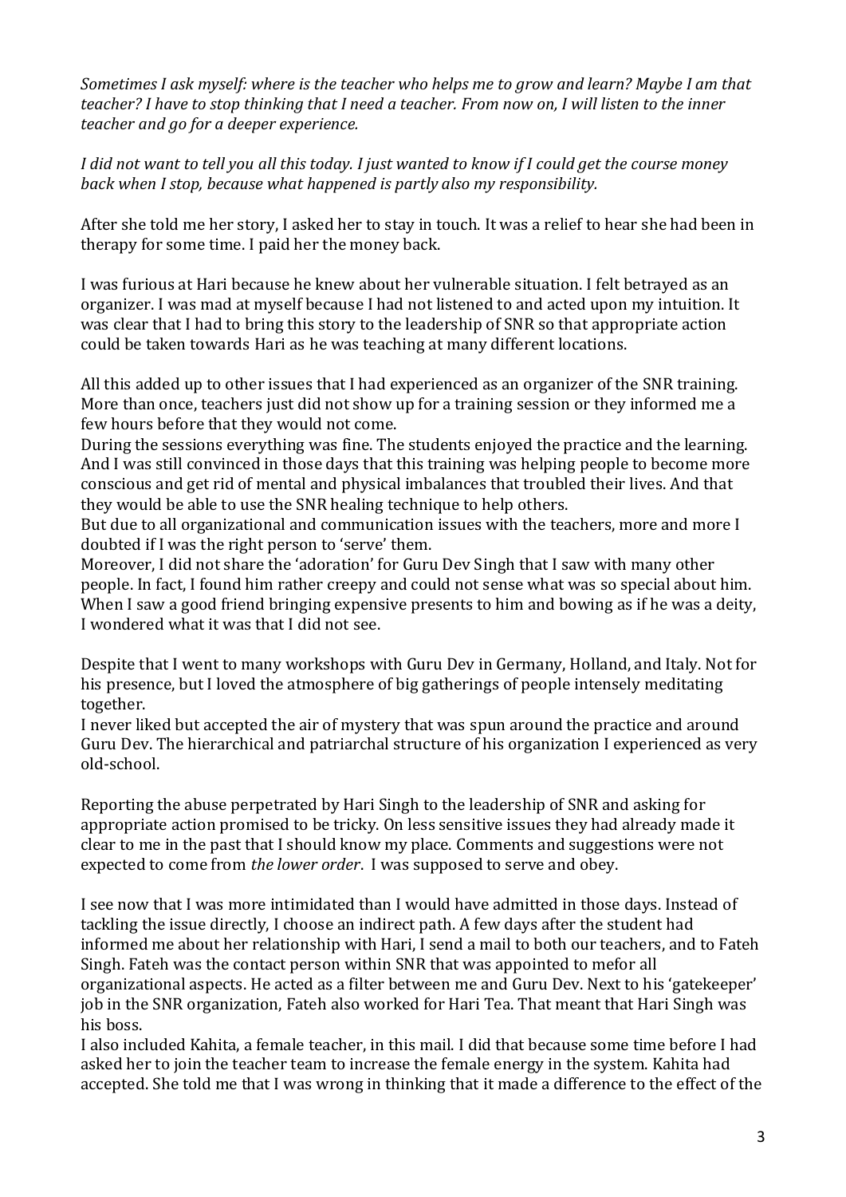*Sometimes I ask myself: where is the teacher who helps me to grow and learn? Maybe I am that teacher? I have to stop thinking that I need a teacher. From now on, I will listen to the inner teacher and go for a deeper experience.*

*I did not want to tell you all this today. I just wanted to know if I could get the course money back when I stop, because what happened is partly also my responsibility.*

After she told me her story, I asked her to stay in touch. It was a relief to hear she had been in therapy for some time. I paid her the money back.

I was furious at Hari because he knew about her vulnerable situation. I felt betrayed as an organizer. I was mad at myself because I had not listened to and acted upon my intuition. It was clear that I had to bring this story to the leadership of SNR so that appropriate action could be taken towards Hari as he was teaching at many different locations.

All this added up to other issues that I had experienced as an organizer of the SNR training. More than once, teachers just did not show up for a training session or they informed me a few hours before that they would not come.
During the sessions everything was fine. The students enjoyed the practice and the learning. And I was still convinced in those days that this training was helping people to become more conscious and get rid of mental and physical imbalances that troubled their lives. And that they would be able to use the SNR healing technique to help others.
But due to all organizational and communication issues with the teachers, more and more I doubted if I was the right person to 'serve' them.
Moreover, I did not share the 'adoration' for Guru Dev Singh that I saw with many other people. In fact, I found him rather creepy and could not sense what was so special about him. When I saw a good friend bringing expensive presents to him and bowing as if he was a deity, I wondered what it was that I did not see.

Despite that I went to many workshops with Guru Dev in Germany, Holland, and Italy. Not for his presence, but I loved the atmosphere of big gatherings of people intensely meditating together.
I never liked but accepted the air of mystery that was spun around the practice and around Guru Dev. The hierarchical and patriarchal structure of his organization I experienced as very old-school.

Reporting the abuse perpetrated by Hari Singh to the leadership of SNR and asking for appropriate action promised to be tricky. On less sensitive issues they had already made it clear to me in the past that I should know my place. Comments and suggestions were not expected to come from *the lower order*. I was supposed to serve and obey.

I see now that I was more intimidated than I would have admitted in those days. Instead of tackling the issue directly, I choose an indirect path. A few days after the student had informed me about her relationship with Hari, I send a mail to both our teachers, and to Fateh Singh. Fateh was the contact person within SNR that was appointed to mefor all organizational aspects. He acted as a filter between me and Guru Dev. Next to his 'gatekeeper' job in the SNR organization, Fateh also worked for Hari Tea. That meant that Hari Singh was his boss.
I also included Kahita, a female teacher, in this mail. I did that because some time before I had asked her to join the teacher team to increase the female energy in the system. Kahita had accepted. She told me that I was wrong in thinking that it made a difference to the effect of the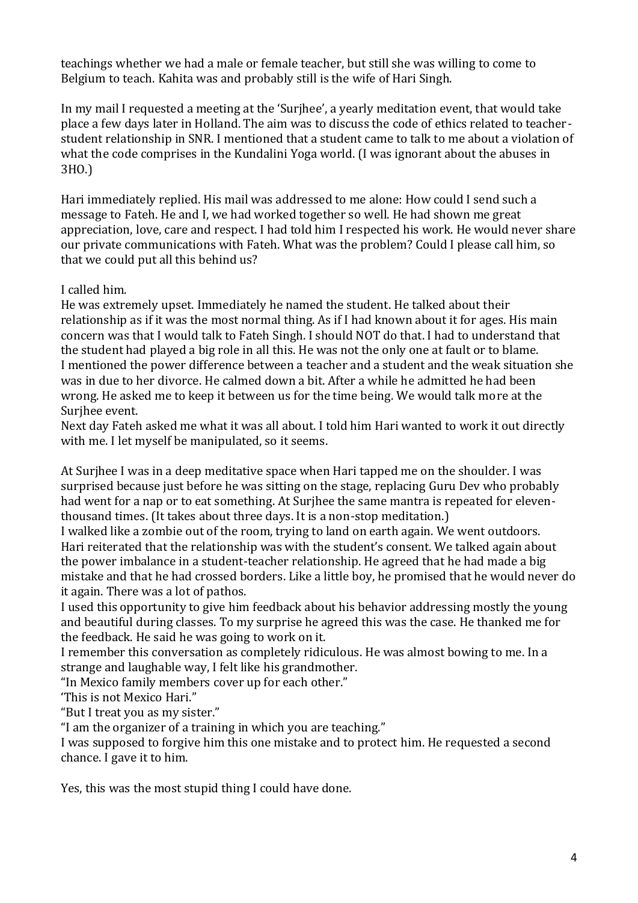teachings whether we had a male or female teacher, but still she was willing to come to Belgium to teach. Kahita was and probably still is the wife of Hari Singh.

In my mail I requested a meeting at the 'Surjhee', a yearly meditation event, that would take place a few days later in Holland. The aim was to discuss the code of ethics related to teacher-student relationship in SNR. I mentioned that a student came to talk to me about a violation of what the code comprises in the Kundalini Yoga world. (I was ignorant about the abuses in 3HO.)

Hari immediately replied. His mail was addressed to me alone: How could I send such a message to Fateh. He and I, we had worked together so well. He had shown me great appreciation, love, care and respect. I had told him I respected his work. He would never share our private communications with Fateh. What was the problem? Could I please call him, so that we could put all this behind us?

I called him.
He was extremely upset. Immediately he named the student. He talked about their relationship as if it was the most normal thing. As if I had known about it for ages. His main concern was that I would talk to Fateh Singh. I should NOT do that. I had to understand that the student had played a big role in all this. He was not the only one at fault or to blame.
I mentioned the power difference between a teacher and a student and the weak situation she was in due to her divorce. He calmed down a bit. After a while he admitted he had been wrong. He asked me to keep it between us for the time being. We would talk more at the Surjhee event.
Next day Fateh asked me what it was all about. I told him Hari wanted to work it out directly with me. I let myself be manipulated, so it seems.

At Surjhee I was in a deep meditative space when Hari tapped me on the shoulder. I was surprised because just before he was sitting on the stage, replacing Guru Dev who probably had went for a nap or to eat something. At Surjhee the same mantra is repeated for eleven-thousand times. (It takes about three days. It is a non-stop meditation.)
I walked like a zombie out of the room, trying to land on earth again. We went outdoors. Hari reiterated that the relationship was with the student's consent. We talked again about the power imbalance in a student-teacher relationship. He agreed that he had made a big mistake and that he had crossed borders. Like a little boy, he promised that he would never do it again. There was a lot of pathos.
I used this opportunity to give him feedback about his behavior addressing mostly the young and beautiful during classes. To my surprise he agreed this was the case. He thanked me for the feedback. He said he was going to work on it.
I remember this conversation as completely ridiculous. He was almost bowing to me. In a strange and laughable way, I felt like his grandmother.
"In Mexico family members cover up for each other."
'This is not Mexico Hari."
"But I treat you as my sister."
"I am the organizer of a training in which you are teaching."
I was supposed to forgive him this one mistake and to protect him. He requested a second chance. I gave it to him.

Yes, this was the most stupid thing I could have done.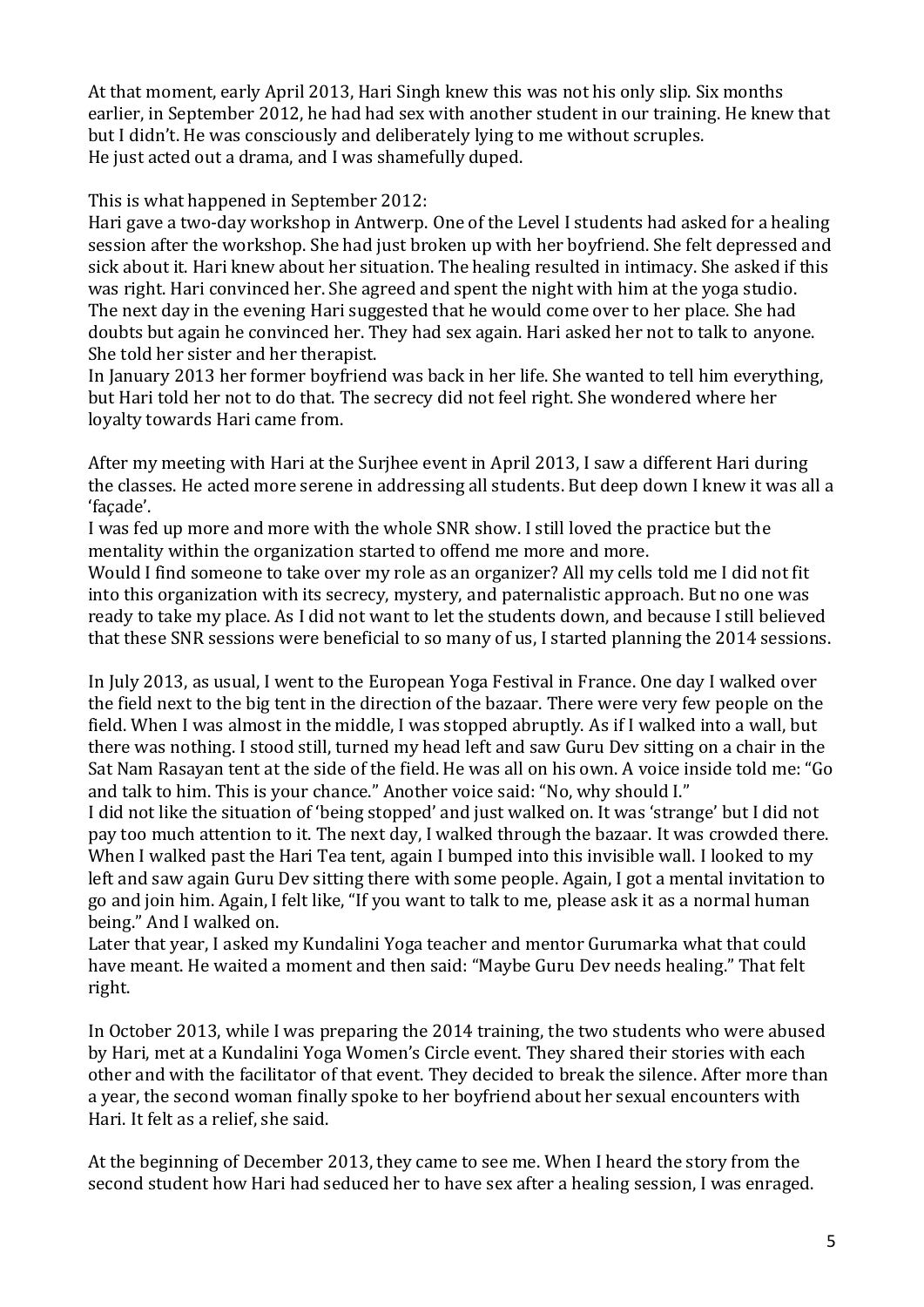At that moment, early April 2013, Hari Singh knew this was not his only slip. Six months earlier, in September 2012, he had had sex with another student in our training. He knew that but I didn't. He was consciously and deliberately lying to me without scruples.
He just acted out a drama, and I was shamefully duped.

This is what happened in September 2012:
Hari gave a two-day workshop in Antwerp. One of the Level I students had asked for a healing session after the workshop. She had just broken up with her boyfriend. She felt depressed and sick about it. Hari knew about her situation. The healing resulted in intimacy. She asked if this was right. Hari convinced her. She agreed and spent the night with him at the yoga studio. The next day in the evening Hari suggested that he would come over to her place. She had doubts but again he convinced her. They had sex again. Hari asked her not to talk to anyone. She told her sister and her therapist.
In January 2013 her former boyfriend was back in her life. She wanted to tell him everything, but Hari told her not to do that. The secrecy did not feel right. She wondered where her loyalty towards Hari came from.

After my meeting with Hari at the Surjhee event in April 2013, I saw a different Hari during the classes. He acted more serene in addressing all students. But deep down I knew it was all a 'façade'.
I was fed up more and more with the whole SNR show. I still loved the practice but the mentality within the organization started to offend me more and more.
Would I find someone to take over my role as an organizer? All my cells told me I did not fit into this organization with its secrecy, mystery, and paternalistic approach. But no one was ready to take my place. As I did not want to let the students down, and because I still believed that these SNR sessions were beneficial to so many of us, I started planning the 2014 sessions.

In July 2013, as usual, I went to the European Yoga Festival in France. One day I walked over the field next to the big tent in the direction of the bazaar. There were very few people on the field. When I was almost in the middle, I was stopped abruptly. As if I walked into a wall, but there was nothing. I stood still, turned my head left and saw Guru Dev sitting on a chair in the Sat Nam Rasayan tent at the side of the field. He was all on his own. A voice inside told me: "Go and talk to him. This is your chance." Another voice said: "No, why should I."
I did not like the situation of 'being stopped' and just walked on. It was 'strange' but I did not pay too much attention to it. The next day, I walked through the bazaar. It was crowded there. When I walked past the Hari Tea tent, again I bumped into this invisible wall. I looked to my left and saw again Guru Dev sitting there with some people. Again, I got a mental invitation to go and join him. Again, I felt like, "If you want to talk to me, please ask it as a normal human being." And I walked on.
Later that year, I asked my Kundalini Yoga teacher and mentor Gurumarka what that could have meant. He waited a moment and then said: "Maybe Guru Dev needs healing." That felt right.

In October 2013, while I was preparing the 2014 training, the two students who were abused by Hari, met at a Kundalini Yoga Women's Circle event. They shared their stories with each other and with the facilitator of that event. They decided to break the silence. After more than a year, the second woman finally spoke to her boyfriend about her sexual encounters with Hari. It felt as a relief, she said.

At the beginning of December 2013, they came to see me. When I heard the story from the second student how Hari had seduced her to have sex after a healing session, I was enraged.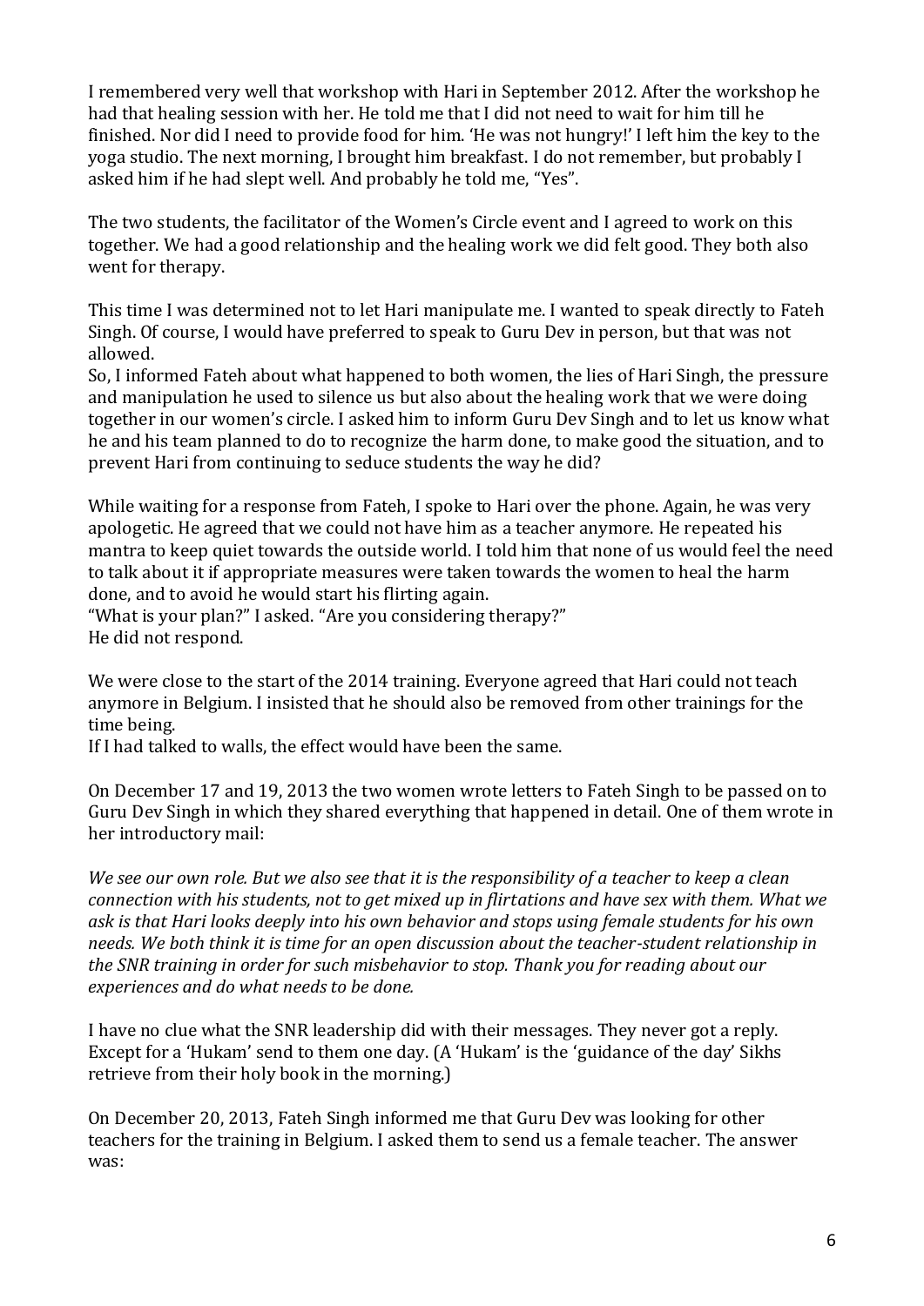I remembered very well that workshop with Hari in September 2012. After the workshop he had that healing session with her. He told me that I did not need to wait for him till he finished. Nor did I need to provide food for him. 'He was not hungry!' I left him the key to the yoga studio. The next morning, I brought him breakfast. I do not remember, but probably I asked him if he had slept well. And probably he told me, "Yes".

The two students, the facilitator of the Women's Circle event and I agreed to work on this together. We had a good relationship and the healing work we did felt good. They both also went for therapy.

This time I was determined not to let Hari manipulate me. I wanted to speak directly to Fateh Singh. Of course, I would have preferred to speak to Guru Dev in person, but that was not allowed.
So, I informed Fateh about what happened to both women, the lies of Hari Singh, the pressure and manipulation he used to silence us but also about the healing work that we were doing together in our women's circle. I asked him to inform Guru Dev Singh and to let us know what he and his team planned to do to recognize the harm done, to make good the situation, and to prevent Hari from continuing to seduce students the way he did?

While waiting for a response from Fateh, I spoke to Hari over the phone. Again, he was very apologetic. He agreed that we could not have him as a teacher anymore. He repeated his mantra to keep quiet towards the outside world. I told him that none of us would feel the need to talk about it if appropriate measures were taken towards the women to heal the harm done, and to avoid he would start his flirting again.
"What is your plan?" I asked. "Are you considering therapy?"
He did not respond.

We were close to the start of the 2014 training. Everyone agreed that Hari could not teach anymore in Belgium. I insisted that he should also be removed from other trainings for the time being.
If I had talked to walls, the effect would have been the same.

On December 17 and 19, 2013 the two women wrote letters to Fateh Singh to be passed on to Guru Dev Singh in which they shared everything that happened in detail. One of them wrote in her introductory mail:

*We see our own role. But we also see that it is the responsibility of a teacher to keep a clean connection with his students, not to get mixed up in flirtations and have sex with them. What we ask is that Hari looks deeply into his own behavior and stops using female students for his own needs. We both think it is time for an open discussion about the teacher-student relationship in the SNR training in order for such misbehavior to stop. Thank you for reading about our experiences and do what needs to be done.*

I have no clue what the SNR leadership did with their messages. They never got a reply. Except for a 'Hukam' send to them one day. (A 'Hukam' is the 'guidance of the day' Sikhs retrieve from their holy book in the morning.)

On December 20, 2013, Fateh Singh informed me that Guru Dev was looking for other teachers for the training in Belgium. I asked them to send us a female teacher. The answer was: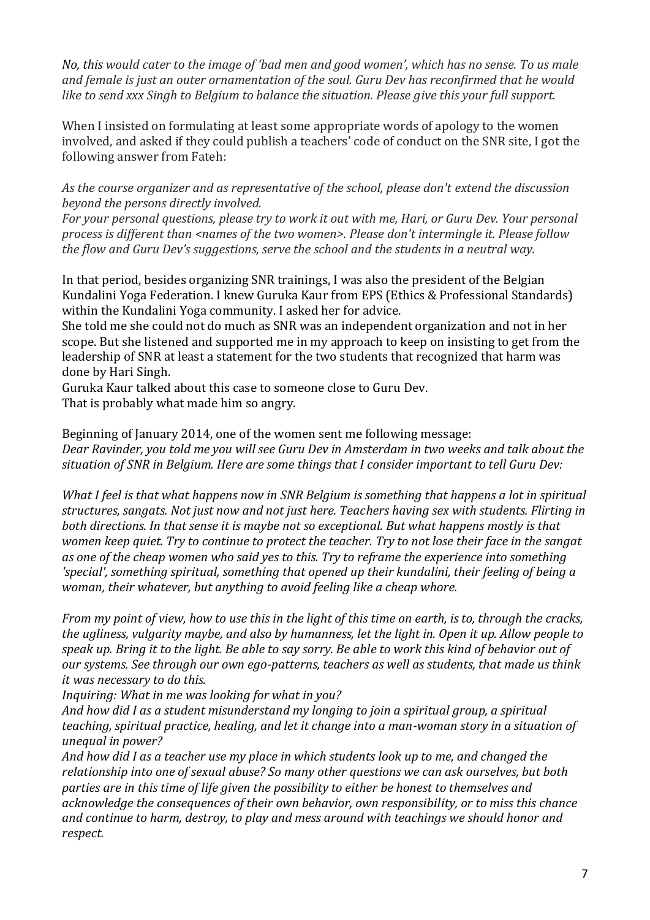*No, this would cater to the image of 'bad men and good women', which has no sense. To us male and female is just an outer ornamentation of the soul. Guru Dev has reconfirmed that he would like to send xxx Singh to Belgium to balance the situation. Please give this your full support.*

When I insisted on formulating at least some appropriate words of apology to the women involved, and asked if they could publish a teachers' code of conduct on the SNR site, I got the following answer from Fateh:

*As the course organizer and as representative of the school, please don't extend the discussion beyond the persons directly involved.*
*For your personal questions, please try to work it out with me, Hari, or Guru Dev. Your personal process is different than <names of the two women>. Please don't intermingle it. Please follow the flow and Guru Dev's suggestions, serve the school and the students in a neutral way.*

In that period, besides organizing SNR trainings, I was also the president of the Belgian Kundalini Yoga Federation. I knew Guruka Kaur from EPS (Ethics & Professional Standards) within the Kundalini Yoga community. I asked her for advice.
She told me she could not do much as SNR was an independent organization and not in her scope. But she listened and supported me in my approach to keep on insisting to get from the leadership of SNR at least a statement for the two students that recognized that harm was done by Hari Singh.
Guruka Kaur talked about this case to someone close to Guru Dev.
That is probably what made him so angry.

Beginning of January 2014, one of the women sent me following message:
*Dear Ravinder, you told me you will see Guru Dev in Amsterdam in two weeks and talk about the situation of SNR in Belgium. Here are some things that I consider important to tell Guru Dev:*

*What I feel is that what happens now in SNR Belgium is something that happens a lot in spiritual structures, sangats. Not just now and not just here. Teachers having sex with students. Flirting in both directions. In that sense it is maybe not so exceptional. But what happens mostly is that women keep quiet. Try to continue to protect the teacher. Try to not lose their face in the sangat as one of the cheap women who said yes to this. Try to reframe the experience into something 'special', something spiritual, something that opened up their kundalini, their feeling of being a woman, their whatever, but anything to avoid feeling like a cheap whore.*

*From my point of view, how to use this in the light of this time on earth, is to, through the cracks, the ugliness, vulgarity maybe, and also by humanness, let the light in. Open it up. Allow people to speak up. Bring it to the light. Be able to say sorry. Be able to work this kind of behavior out of our systems. See through our own ego-patterns, teachers as well as students, that made us think it was necessary to do this.*
*Inquiring: What in me was looking for what in you?*
*And how did I as a student misunderstand my longing to join a spiritual group, a spiritual teaching, spiritual practice, healing, and let it change into a man-woman story in a situation of unequal in power?*
*And how did I as a teacher use my place in which students look up to me, and changed the relationship into one of sexual abuse? So many other questions we can ask ourselves, but both parties are in this time of life given the possibility to either be honest to themselves and acknowledge the consequences of their own behavior, own responsibility, or to miss this chance and continue to harm, destroy, to play and mess around with teachings we should honor and respect.*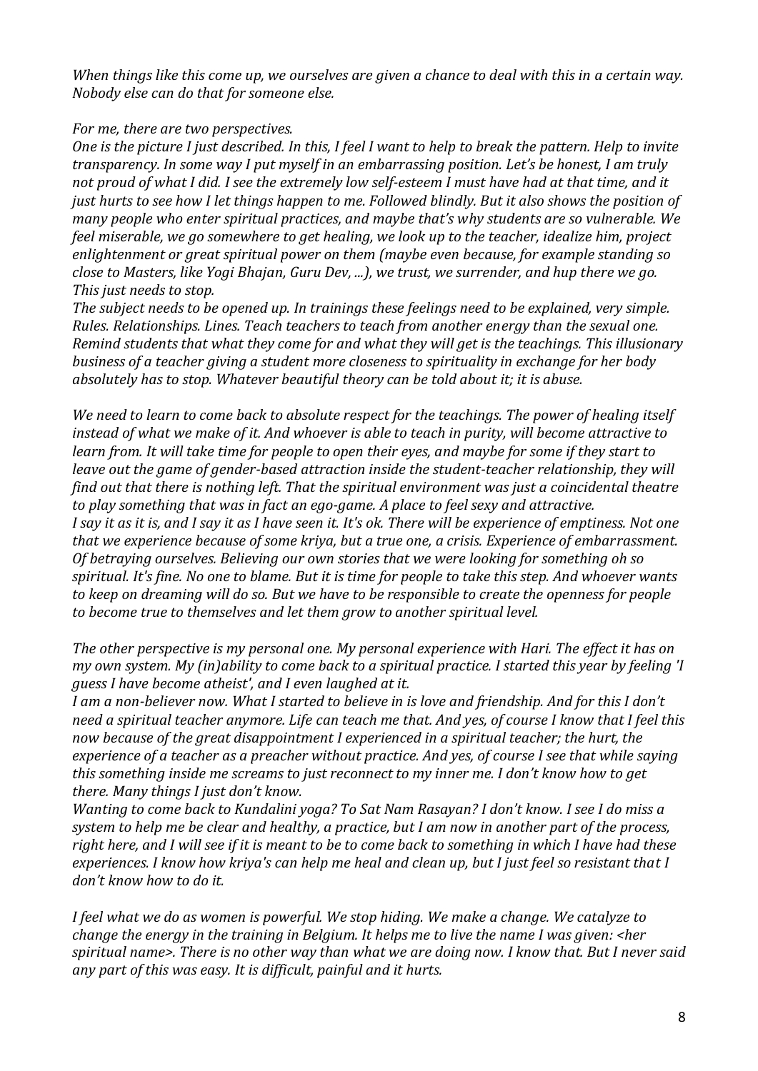*When things like this come up, we ourselves are given a chance to deal with this in a certain way. Nobody else can do that for someone else.*

*For me, there are two perspectives.*
*One is the picture I just described. In this, I feel I want to help to break the pattern. Help to invite transparency. In some way I put myself in an embarrassing position. Let's be honest, I am truly not proud of what I did. I see the extremely low self-esteem I must have had at that time, and it just hurts to see how I let things happen to me. Followed blindly. But it also shows the position of many people who enter spiritual practices, and maybe that's why students are so vulnerable. We feel miserable, we go somewhere to get healing, we look up to the teacher, idealize him, project enlightenment or great spiritual power on them (maybe even because, for example standing so close to Masters, like Yogi Bhajan, Guru Dev, ...), we trust, we surrender, and hup there we go. This just needs to stop.*
*The subject needs to be opened up. In trainings these feelings need to be explained, very simple. Rules. Relationships. Lines. Teach teachers to teach from another energy than the sexual one. Remind students that what they come for and what they will get is the teachings. This illusionary business of a teacher giving a student more closeness to spirituality in exchange for her body absolutely has to stop. Whatever beautiful theory can be told about it; it is abuse.*

*We need to learn to come back to absolute respect for the teachings. The power of healing itself instead of what we make of it. And whoever is able to teach in purity, will become attractive to learn from. It will take time for people to open their eyes, and maybe for some if they start to leave out the game of gender-based attraction inside the student-teacher relationship, they will find out that there is nothing left. That the spiritual environment was just a coincidental theatre to play something that was in fact an ego-game. A place to feel sexy and attractive.*
*I say it as it is, and I say it as I have seen it. It's ok. There will be experience of emptiness. Not one that we experience because of some kriya, but a true one, a crisis. Experience of embarrassment. Of betraying ourselves. Believing our own stories that we were looking for something oh so spiritual. It's fine. No one to blame. But it is time for people to take this step. And whoever wants to keep on dreaming will do so. But we have to be responsible to create the openness for people to become true to themselves and let them grow to another spiritual level.*

*The other perspective is my personal one. My personal experience with Hari. The effect it has on my own system. My (in)ability to come back to a spiritual practice. I started this year by feeling 'I guess I have become atheist', and I even laughed at it.*
*I am a non-believer now. What I started to believe in is love and friendship. And for this I don't need a spiritual teacher anymore. Life can teach me that. And yes, of course I know that I feel this now because of the great disappointment I experienced in a spiritual teacher; the hurt, the experience of a teacher as a preacher without practice. And yes, of course I see that while saying this something inside me screams to just reconnect to my inner me. I don't know how to get there. Many things I just don't know.*
*Wanting to come back to Kundalini yoga? To Sat Nam Rasayan? I don't know. I see I do miss a system to help me be clear and healthy, a practice, but I am now in another part of the process, right here, and I will see if it is meant to be to come back to something in which I have had these experiences. I know how kriya's can help me heal and clean up, but I just feel so resistant that I don't know how to do it.*

*I feel what we do as women is powerful. We stop hiding. We make a change. We catalyze to change the energy in the training in Belgium. It helps me to live the name I was given: <her spiritual name>. There is no other way than what we are doing now. I know that. But I never said any part of this was easy. It is difficult, painful and it hurts.*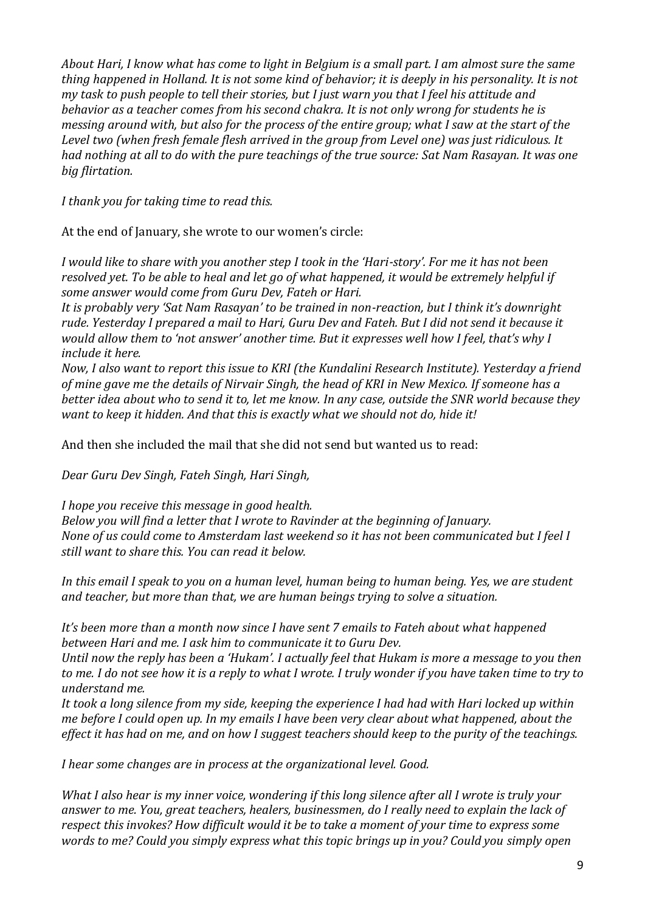*About Hari, I know what has come to light in Belgium is a small part. I am almost sure the same thing happened in Holland. It is not some kind of behavior; it is deeply in his personality. It is not my task to push people to tell their stories, but I just warn you that I feel his attitude and behavior as a teacher comes from his second chakra. It is not only wrong for students he is messing around with, but also for the process of the entire group; what I saw at the start of the Level two (when fresh female flesh arrived in the group from Level one) was just ridiculous. It had nothing at all to do with the pure teachings of the true source: Sat Nam Rasayan. It was one big flirtation.*

*I thank you for taking time to read this.*

At the end of January, she wrote to our women's circle:

*I would like to share with you another step I took in the 'Hari-story'. For me it has not been resolved yet. To be able to heal and let go of what happened, it would be extremely helpful if some answer would come from Guru Dev, Fateh or Hari.*
*It is probably very 'Sat Nam Rasayan' to be trained in non-reaction, but I think it's downright rude. Yesterday I prepared a mail to Hari, Guru Dev and Fateh. But I did not send it because it would allow them to 'not answer' another time. But it expresses well how I feel, that's why I include it here.*
*Now, I also want to report this issue to KRI (the Kundalini Research Institute). Yesterday a friend of mine gave me the details of Nirvair Singh, the head of KRI in New Mexico. If someone has a better idea about who to send it to, let me know. In any case, outside the SNR world because they want to keep it hidden. And that this is exactly what we should not do, hide it!*

And then she included the mail that she did not send but wanted us to read:

*Dear Guru Dev Singh, Fateh Singh, Hari Singh,*

*I hope you receive this message in good health.*
*Below you will find a letter that I wrote to Ravinder at the beginning of January.*
*None of us could come to Amsterdam last weekend so it has not been communicated but I feel I still want to share this. You can read it below.*

*In this email I speak to you on a human level, human being to human being. Yes, we are student and teacher, but more than that, we are human beings trying to solve a situation.*

*It's been more than a month now since I have sent 7 emails to Fateh about what happened between Hari and me. I ask him to communicate it to Guru Dev.*
*Until now the reply has been a 'Hukam'. I actually feel that Hukam is more a message to you then to me. I do not see how it is a reply to what I wrote. I truly wonder if you have taken time to try to understand me.*
*It took a long silence from my side, keeping the experience I had had with Hari locked up within me before I could open up. In my emails I have been very clear about what happened, about the effect it has had on me, and on how I suggest teachers should keep to the purity of the teachings.*

*I hear some changes are in process at the organizational level. Good.*

*What I also hear is my inner voice, wondering if this long silence after all I wrote is truly your answer to me. You, great teachers, healers, businessmen, do I really need to explain the lack of respect this invokes? How difficult would it be to take a moment of your time to express some words to me? Could you simply express what this topic brings up in you? Could you simply open*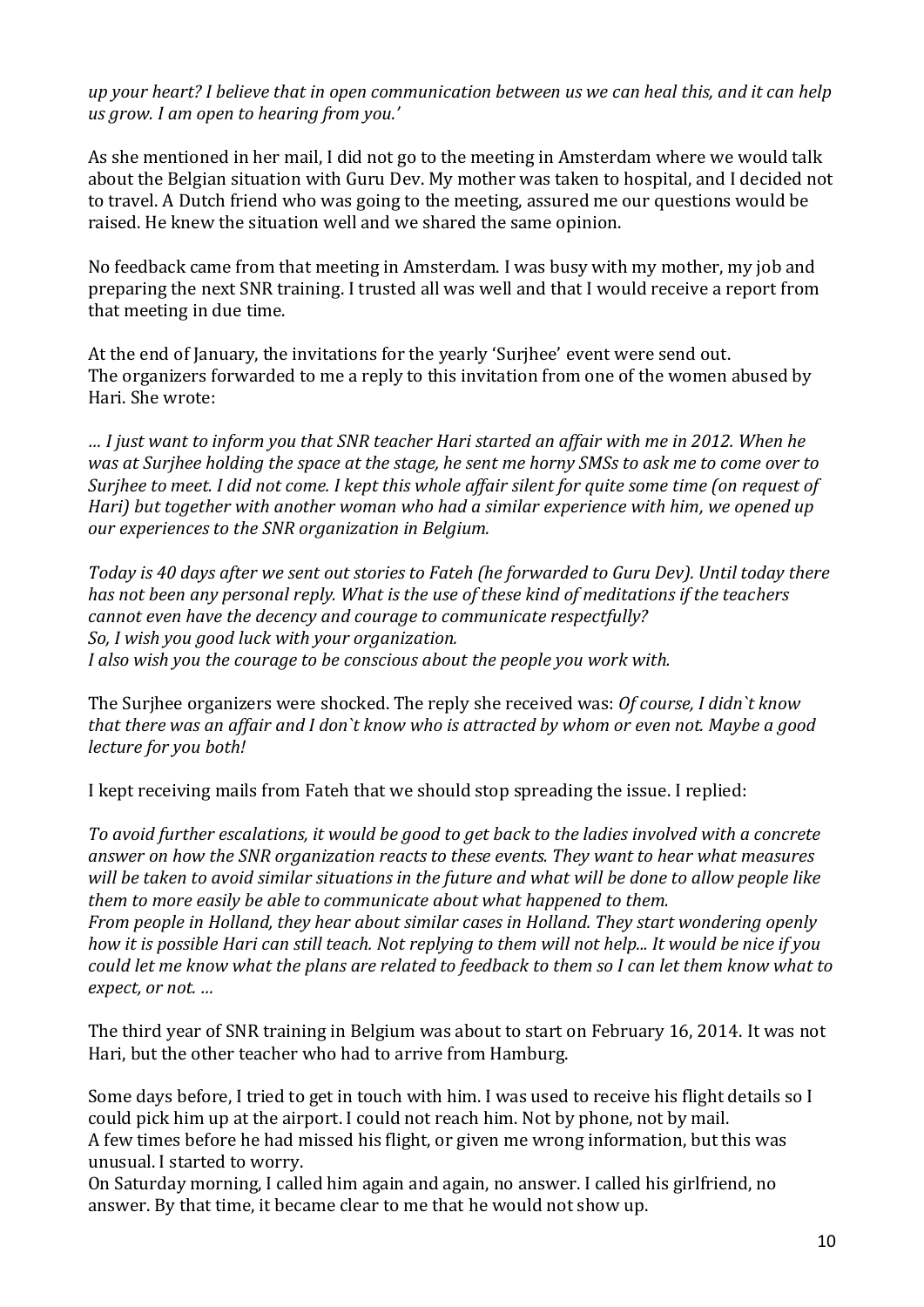*up your heart? I believe that in open communication between us we can heal this, and it can help us grow. I am open to hearing from you.'*

As she mentioned in her mail, I did not go to the meeting in Amsterdam where we would talk about the Belgian situation with Guru Dev. My mother was taken to hospital, and I decided not to travel. A Dutch friend who was going to the meeting, assured me our questions would be raised. He knew the situation well and we shared the same opinion.

No feedback came from that meeting in Amsterdam. I was busy with my mother, my job and preparing the next SNR training. I trusted all was well and that I would receive a report from that meeting in due time.

At the end of January, the invitations for the yearly 'Surjhee' event were send out.
The organizers forwarded to me a reply to this invitation from one of the women abused by Hari. She wrote:

*… I just want to inform you that SNR teacher Hari started an affair with me in 2012. When he was at Surjhee holding the space at the stage, he sent me horny SMSs to ask me to come over to Surjhee to meet. I did not come. I kept this whole affair silent for quite some time (on request of Hari) but together with another woman who had a similar experience with him, we opened up our experiences to the SNR organization in Belgium.*

*Today is 40 days after we sent out stories to Fateh (he forwarded to Guru Dev). Until today there has not been any personal reply. What is the use of these kind of meditations if the teachers cannot even have the decency and courage to communicate respectfully?*
*So, I wish you good luck with your organization.*
*I also wish you the courage to be conscious about the people you work with.*

The Surjhee organizers were shocked. The reply she received was: *Of course, I didn`t know that there was an affair and I don`t know who is attracted by whom or even not. Maybe a good lecture for you both!*

I kept receiving mails from Fateh that we should stop spreading the issue. I replied:

*To avoid further escalations, it would be good to get back to the ladies involved with a concrete answer on how the SNR organization reacts to these events. They want to hear what measures will be taken to avoid similar situations in the future and what will be done to allow people like them to more easily be able to communicate about what happened to them.*
*From people in Holland, they hear about similar cases in Holland. They start wondering openly how it is possible Hari can still teach. Not replying to them will not help... It would be nice if you could let me know what the plans are related to feedback to them so I can let them know what to expect, or not. …*

The third year of SNR training in Belgium was about to start on February 16, 2014. It was not Hari, but the other teacher who had to arrive from Hamburg.

Some days before, I tried to get in touch with him. I was used to receive his flight details so I could pick him up at the airport. I could not reach him. Not by phone, not by mail.
A few times before he had missed his flight, or given me wrong information, but this was unusual. I started to worry.
On Saturday morning, I called him again and again, no answer. I called his girlfriend, no answer. By that time, it became clear to me that he would not show up.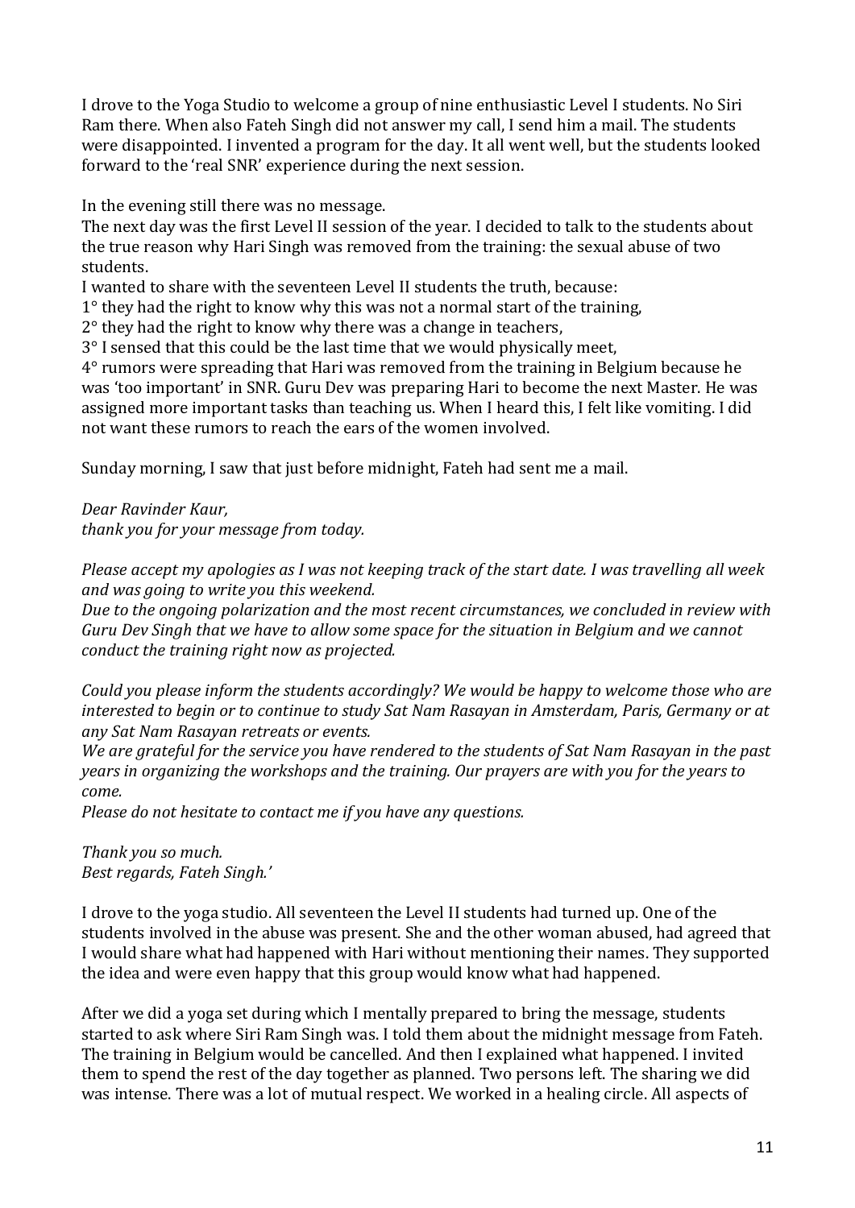I drove to the Yoga Studio to welcome a group of nine enthusiastic Level I students. No Siri Ram there. When also Fateh Singh did not answer my call, I send him a mail. The students were disappointed. I invented a program for the day. It all went well, but the students looked forward to the 'real SNR' experience during the next session.

In the evening still there was no message.
The next day was the first Level II session of the year. I decided to talk to the students about the true reason why Hari Singh was removed from the training: the sexual abuse of two students.
I wanted to share with the seventeen Level II students the truth, because:
1° they had the right to know why this was not a normal start of the training,
2° they had the right to know why there was a change in teachers,
3° I sensed that this could be the last time that we would physically meet,
4° rumors were spreading that Hari was removed from the training in Belgium because he was 'too important' in SNR. Guru Dev was preparing Hari to become the next Master. He was assigned more important tasks than teaching us. When I heard this, I felt like vomiting. I did not want these rumors to reach the ears of the women involved.

Sunday morning, I saw that just before midnight, Fateh had sent me a mail.

*Dear Ravinder Kaur,*
*thank you for your message from today.*

*Please accept my apologies as I was not keeping track of the start date. I was travelling all week and was going to write you this weekend.*
*Due to the ongoing polarization and the most recent circumstances, we concluded in review with Guru Dev Singh that we have to allow some space for the situation in Belgium and we cannot conduct the training right now as projected.*

*Could you please inform the students accordingly? We would be happy to welcome those who are interested to begin or to continue to study Sat Nam Rasayan in Amsterdam, Paris, Germany or at any Sat Nam Rasayan retreats or events.*
*We are grateful for the service you have rendered to the students of Sat Nam Rasayan in the past years in organizing the workshops and the training. Our prayers are with you for the years to come.*
*Please do not hesitate to contact me if you have any questions.*

*Thank you so much.*
*Best regards, Fateh Singh.'*

I drove to the yoga studio. All seventeen the Level II students had turned up. One of the students involved in the abuse was present. She and the other woman abused, had agreed that I would share what had happened with Hari without mentioning their names. They supported the idea and were even happy that this group would know what had happened.

After we did a yoga set during which I mentally prepared to bring the message, students started to ask where Siri Ram Singh was. I told them about the midnight message from Fateh. The training in Belgium would be cancelled. And then I explained what happened. I invited them to spend the rest of the day together as planned. Two persons left. The sharing we did was intense. There was a lot of mutual respect. We worked in a healing circle. All aspects of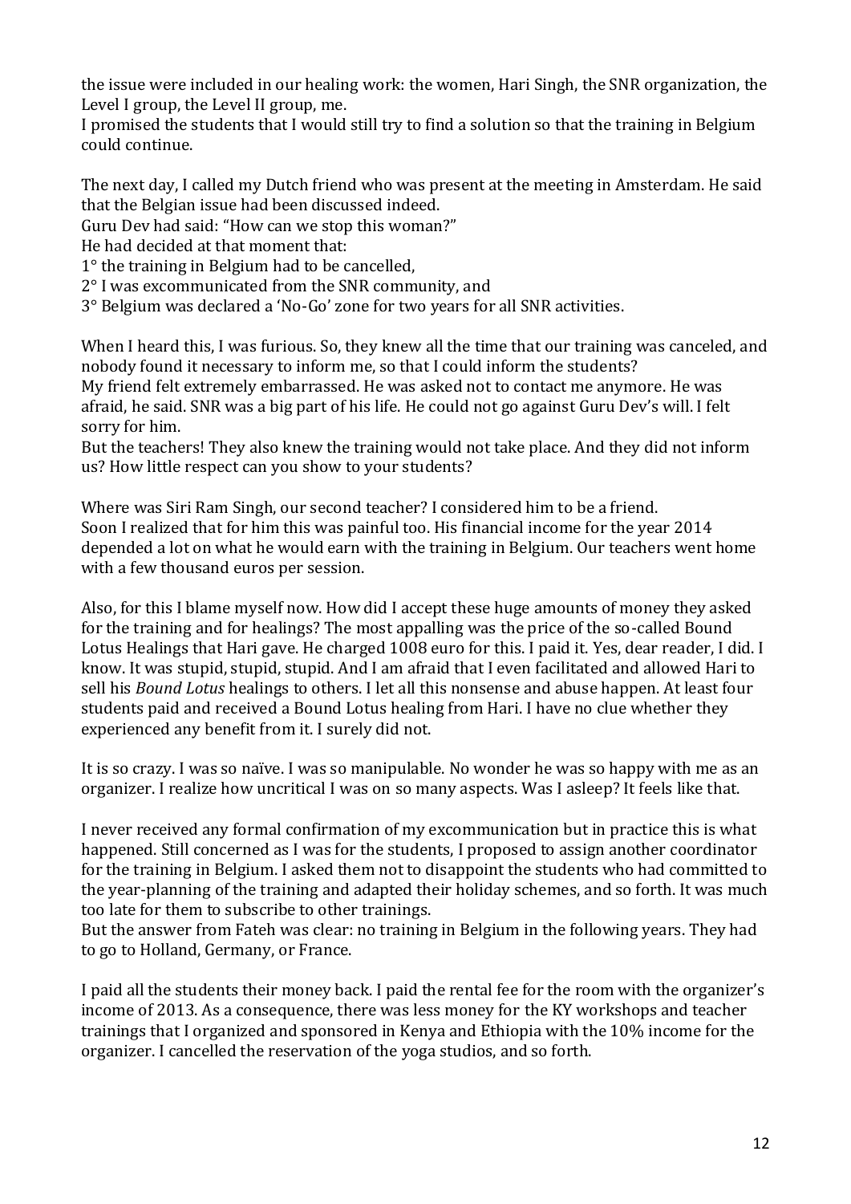the issue were included in our healing work: the women, Hari Singh, the SNR organization, the Level I group, the Level II group, me.
I promised the students that I would still try to find a solution so that the training in Belgium could continue.

The next day, I called my Dutch friend who was present at the meeting in Amsterdam. He said that the Belgian issue had been discussed indeed.
Guru Dev had said: "How can we stop this woman?"
He had decided at that moment that:
1° the training in Belgium had to be cancelled,
2° I was excommunicated from the SNR community, and
3° Belgium was declared a 'No-Go' zone for two years for all SNR activities.

When I heard this, I was furious. So, they knew all the time that our training was canceled, and nobody found it necessary to inform me, so that I could inform the students?
My friend felt extremely embarrassed. He was asked not to contact me anymore. He was afraid, he said. SNR was a big part of his life. He could not go against Guru Dev's will. I felt sorry for him.
But the teachers! They also knew the training would not take place. And they did not inform us? How little respect can you show to your students?

Where was Siri Ram Singh, our second teacher? I considered him to be a friend.
Soon I realized that for him this was painful too. His financial income for the year 2014 depended a lot on what he would earn with the training in Belgium. Our teachers went home with a few thousand euros per session.

Also, for this I blame myself now. How did I accept these huge amounts of money they asked for the training and for healings? The most appalling was the price of the so-called Bound Lotus Healings that Hari gave. He charged 1008 euro for this. I paid it. Yes, dear reader, I did. I know. It was stupid, stupid, stupid. And I am afraid that I even facilitated and allowed Hari to sell his *Bound Lotus* healings to others. I let all this nonsense and abuse happen. At least four students paid and received a Bound Lotus healing from Hari. I have no clue whether they experienced any benefit from it. I surely did not.

It is so crazy. I was so naïve. I was so manipulable. No wonder he was so happy with me as an organizer. I realize how uncritical I was on so many aspects. Was I asleep? It feels like that.

I never received any formal confirmation of my excommunication but in practice this is what happened. Still concerned as I was for the students, I proposed to assign another coordinator for the training in Belgium. I asked them not to disappoint the students who had committed to the year-planning of the training and adapted their holiday schemes, and so forth. It was much too late for them to subscribe to other trainings.
But the answer from Fateh was clear: no training in Belgium in the following years. They had to go to Holland, Germany, or France.

I paid all the students their money back. I paid the rental fee for the room with the organizer's income of 2013. As a consequence, there was less money for the KY workshops and teacher trainings that I organized and sponsored in Kenya and Ethiopia with the 10% income for the organizer. I cancelled the reservation of the yoga studios, and so forth.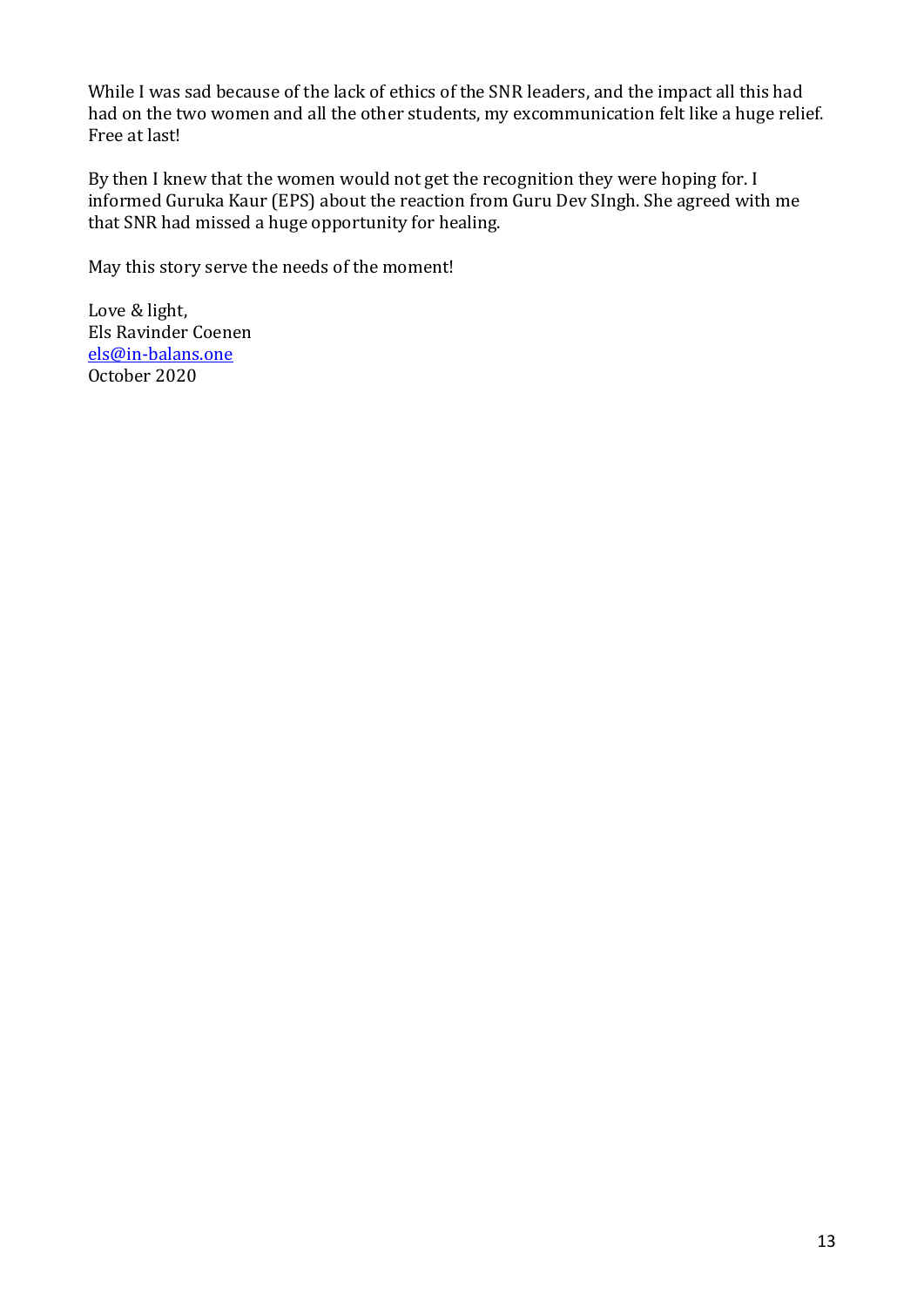While I was sad because of the lack of ethics of the SNR leaders, and the impact all this had had on the two women and all the other students, my excommunication felt like a huge relief. Free at last!

By then I knew that the women would not get the recognition they were hoping for. I informed Guruka Kaur (EPS) about the reaction from Guru Dev SIngh. She agreed with me that SNR had missed a huge opportunity for healing.

May this story serve the needs of the moment!

Love & light,
Els Ravinder Coenen
els@in-balans.one
October 2020